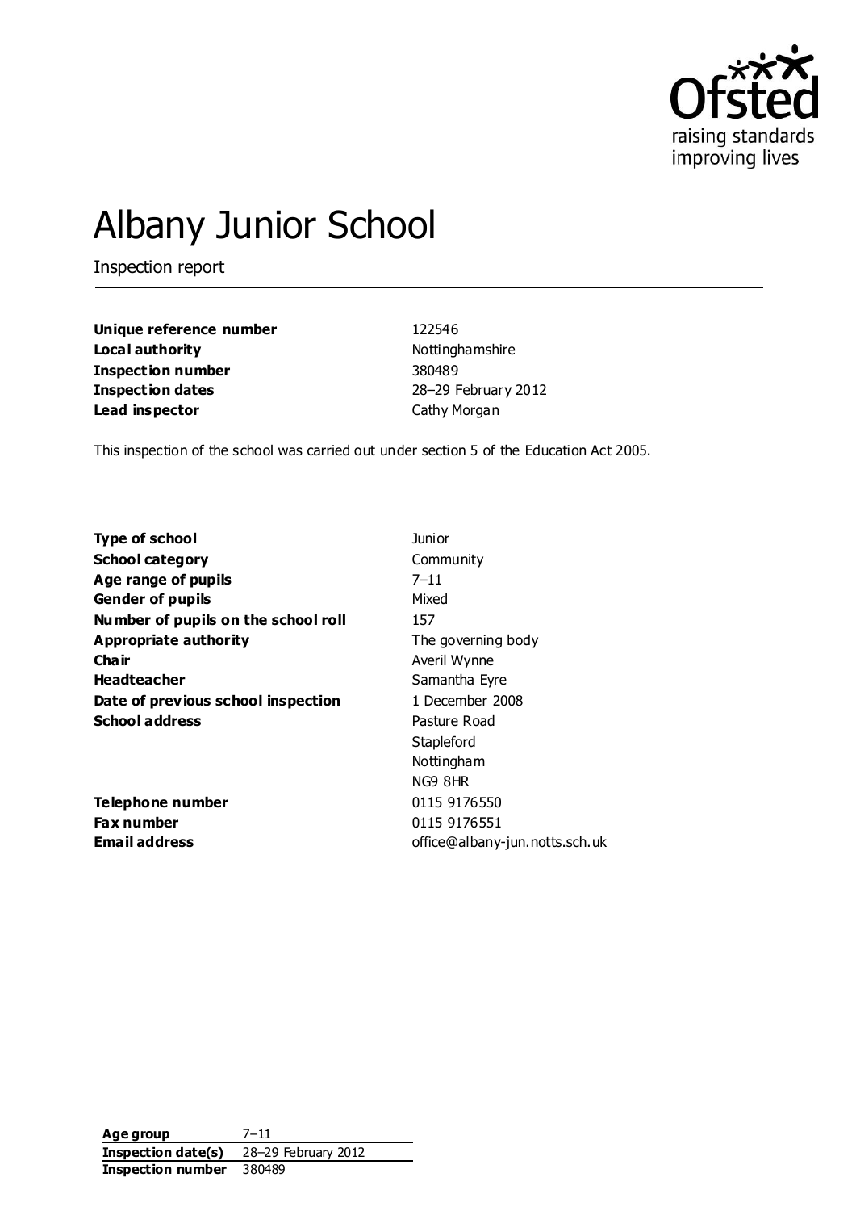# Albany Junior School

Inspection report

| | |
|---|---|
| **Unique reference number** | 122546 |
| **Local authority** | Nottinghamshire |
| **Inspection number** | 380489 |
| **Inspection dates** | 28–29 February 2012 |
| **Lead inspector** | Cathy Morgan |

This inspection of the school was carried out under section 5 of the Education Act 2005.

| | |
|---|---|
| **Type of school** | Junior |
| **School category** | Community |
| **Age range of pupils** | 7–11 |
| **Gender of pupils** | Mixed |
| **Number of pupils on the school roll** | 157 |
| **Appropriate authority** | The governing body |
| **Chair** | Averil Wynne |
| **Headteacher** | Samantha Eyre |
| **Date of previous school inspection** | 1 December 2008 |
| **School address** | Pasture Road<br>Stapleford<br>Nottingham<br>NG9 8HR |
| **Telephone number** | 0115 9176550 |
| **Fax number** | 0115 9176551 |
| **Email address** | office@albany-jun.notts.sch.uk |

| | |
|---|---|
| **Age group** | 7–11 |
| **Inspection date(s)** | 28–29 February 2012 |
| **Inspection number** | 380489 |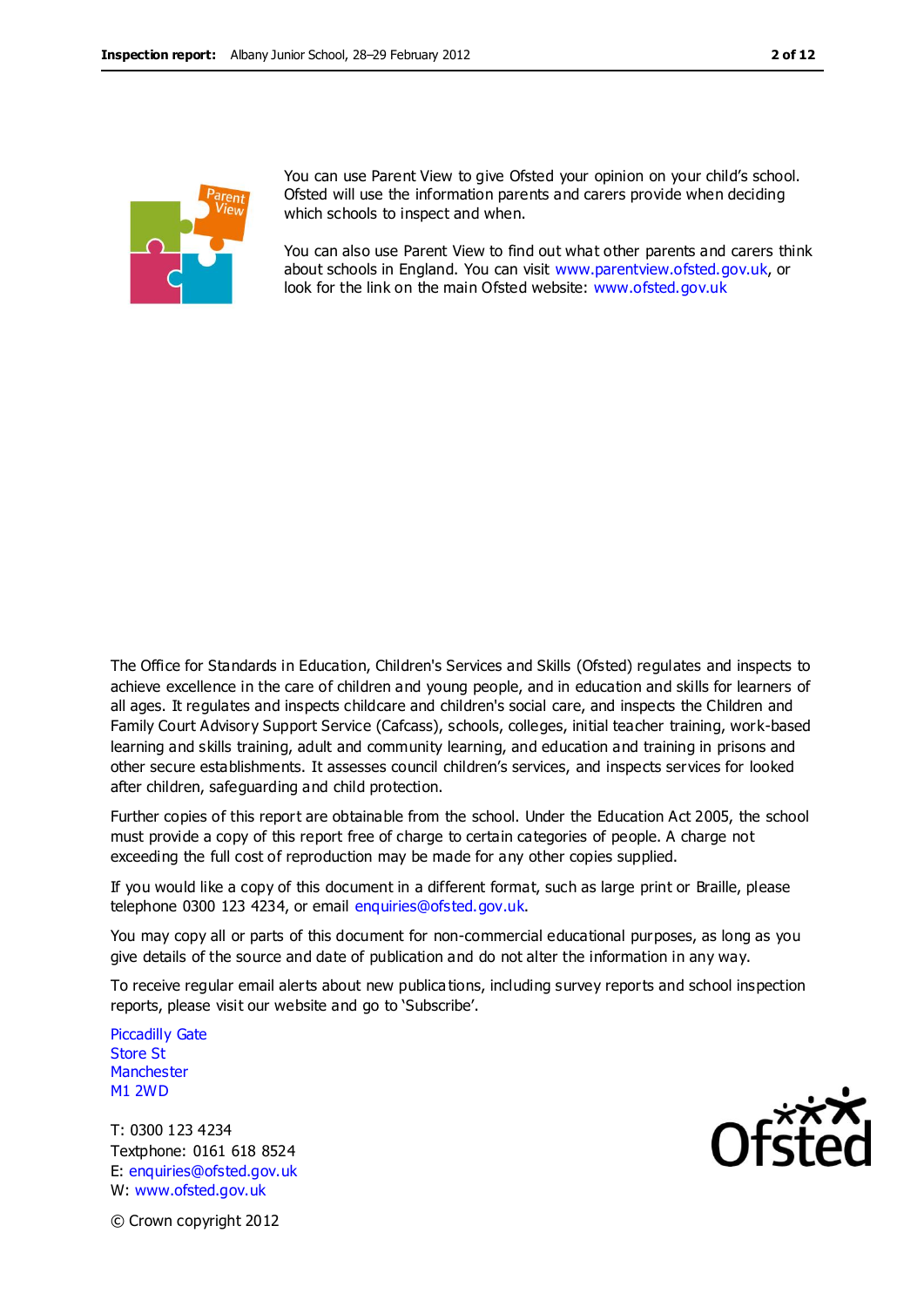You can use Parent View to give Ofsted your opinion on your child's school. Ofsted will use the information parents and carers provide when deciding which schools to inspect and when.

You can also use Parent View to find out what other parents and carers think about schools in England. You can visit www.parentview.ofsted.gov.uk, or look for the link on the main Ofsted website: www.ofsted.gov.uk

The Office for Standards in Education, Children's Services and Skills (Ofsted) regulates and inspects to achieve excellence in the care of children and young people, and in education and skills for learners of all ages. It regulates and inspects childcare and children's social care, and inspects the Children and Family Court Advisory Support Service (Cafcass), schools, colleges, initial teacher training, work-based learning and skills training, adult and community learning, and education and training in prisons and other secure establishments. It assesses council children's services, and inspects services for looked after children, safeguarding and child protection.

Further copies of this report are obtainable from the school. Under the Education Act 2005, the school must provide a copy of this report free of charge to certain categories of people. A charge not exceeding the full cost of reproduction may be made for any other copies supplied.

If you would like a copy of this document in a different format, such as large print or Braille, please telephone 0300 123 4234, or email enquiries@ofsted.gov.uk.

You may copy all or parts of this document for non-commercial educational purposes, as long as you give details of the source and date of publication and do not alter the information in any way.

To receive regular email alerts about new publications, including survey reports and school inspection reports, please visit our website and go to 'Subscribe'.

Piccadilly Gate
Store St
Manchester
M1 2WD

T: 0300 123 4234
Textphone: 0161 618 8524
E: enquiries@ofsted.gov.uk
W: www.ofsted.gov.uk

© Crown copyright 2012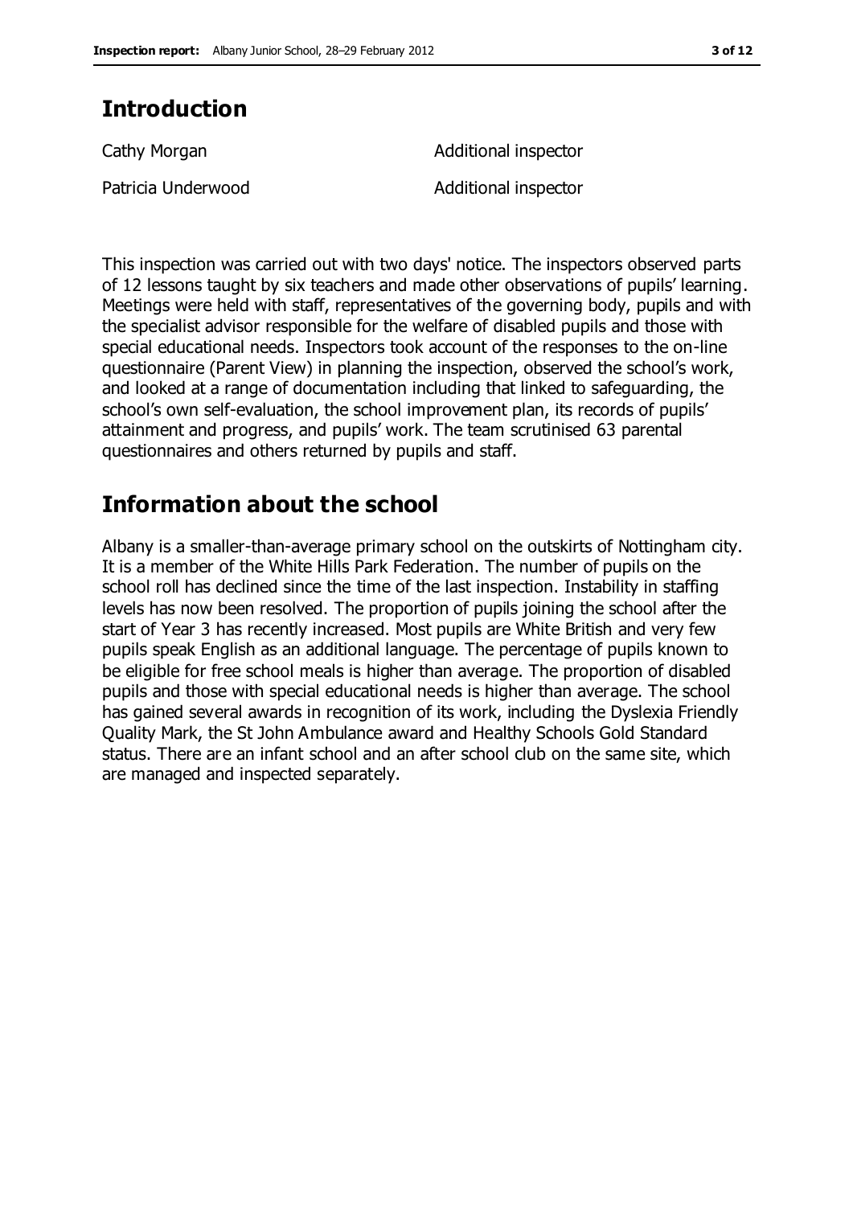## Introduction

| | |
|---|---|
| Cathy Morgan | Additional inspector |
| Patricia Underwood | Additional inspector |

This inspection was carried out with two days' notice. The inspectors observed parts of 12 lessons taught by six teachers and made other observations of pupils' learning. Meetings were held with staff, representatives of the governing body, pupils and with the specialist advisor responsible for the welfare of disabled pupils and those with special educational needs. Inspectors took account of the responses to the on-line questionnaire (Parent View) in planning the inspection, observed the school's work, and looked at a range of documentation including that linked to safeguarding, the school's own self-evaluation, the school improvement plan, its records of pupils' attainment and progress, and pupils' work. The team scrutinised 63 parental questionnaires and others returned by pupils and staff.

## Information about the school

Albany is a smaller-than-average primary school on the outskirts of Nottingham city. It is a member of the White Hills Park Federation. The number of pupils on the school roll has declined since the time of the last inspection. Instability in staffing levels has now been resolved. The proportion of pupils joining the school after the start of Year 3 has recently increased. Most pupils are White British and very few pupils speak English as an additional language. The percentage of pupils known to be eligible for free school meals is higher than average. The proportion of disabled pupils and those with special educational needs is higher than average. The school has gained several awards in recognition of its work, including the Dyslexia Friendly Quality Mark, the St John Ambulance award and Healthy Schools Gold Standard status. There are an infant school and an after school club on the same site, which are managed and inspected separately.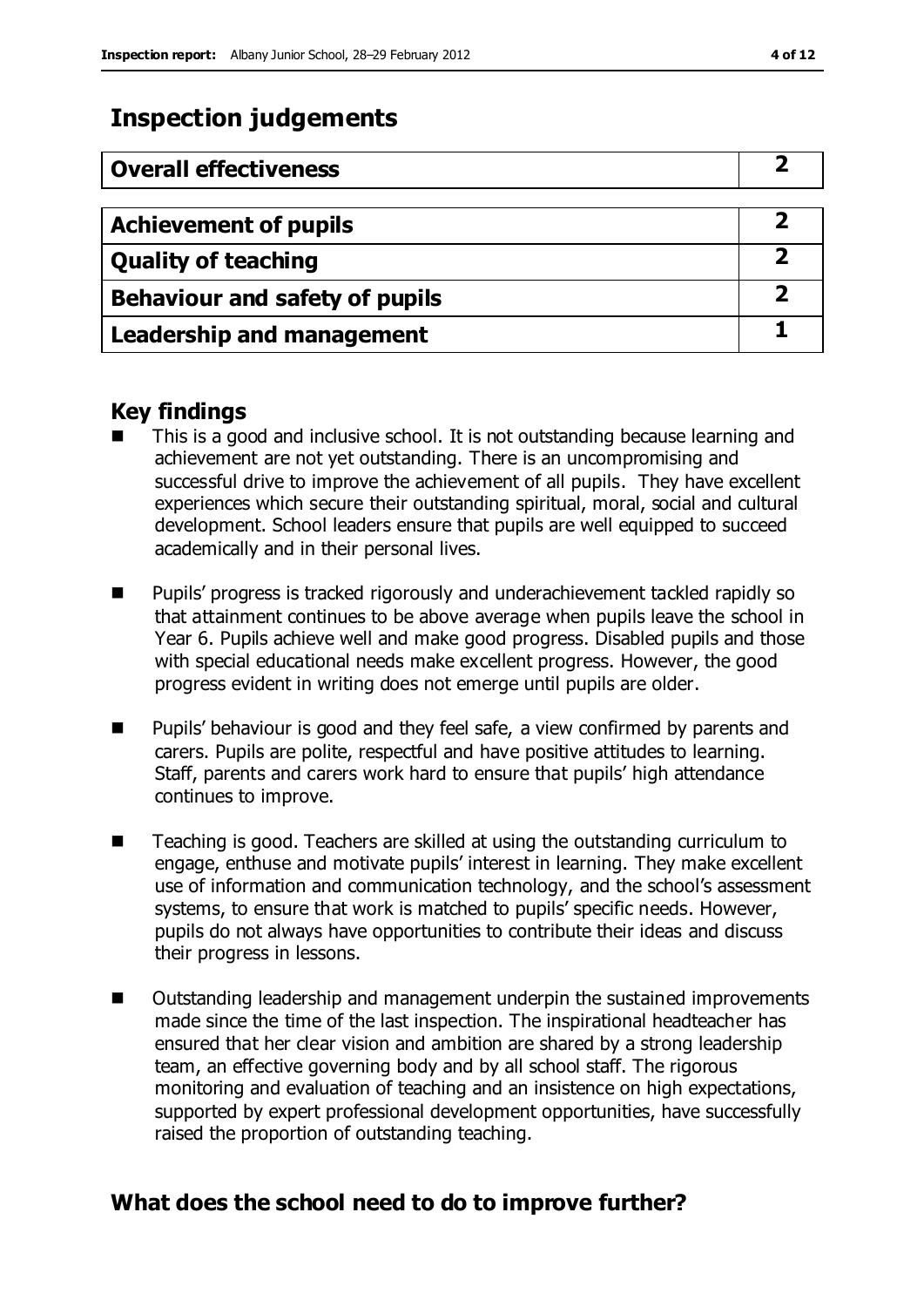## Inspection judgements

| Overall effectiveness | 2 |
|---|---|

| Achievement of pupils | 2 |
|---|---|
| Quality of teaching | 2 |
| Behaviour and safety of pupils | 2 |
| Leadership and management | 1 |

### Key findings

- This is a good and inclusive school. It is not outstanding because learning and achievement are not yet outstanding. There is an uncompromising and successful drive to improve the achievement of all pupils. They have excellent experiences which secure their outstanding spiritual, moral, social and cultural development. School leaders ensure that pupils are well equipped to succeed academically and in their personal lives.
- Pupils' progress is tracked rigorously and underachievement tackled rapidly so that attainment continues to be above average when pupils leave the school in Year 6. Pupils achieve well and make good progress. Disabled pupils and those with special educational needs make excellent progress. However, the good progress evident in writing does not emerge until pupils are older.
- Pupils' behaviour is good and they feel safe, a view confirmed by parents and carers. Pupils are polite, respectful and have positive attitudes to learning. Staff, parents and carers work hard to ensure that pupils' high attendance continues to improve.
- Teaching is good. Teachers are skilled at using the outstanding curriculum to engage, enthuse and motivate pupils' interest in learning. They make excellent use of information and communication technology, and the school's assessment systems, to ensure that work is matched to pupils' specific needs. However, pupils do not always have opportunities to contribute their ideas and discuss their progress in lessons.
- Outstanding leadership and management underpin the sustained improvements made since the time of the last inspection. The inspirational headteacher has ensured that her clear vision and ambition are shared by a strong leadership team, an effective governing body and by all school staff. The rigorous monitoring and evaluation of teaching and an insistence on high expectations, supported by expert professional development opportunities, have successfully raised the proportion of outstanding teaching.

## What does the school need to do to improve further?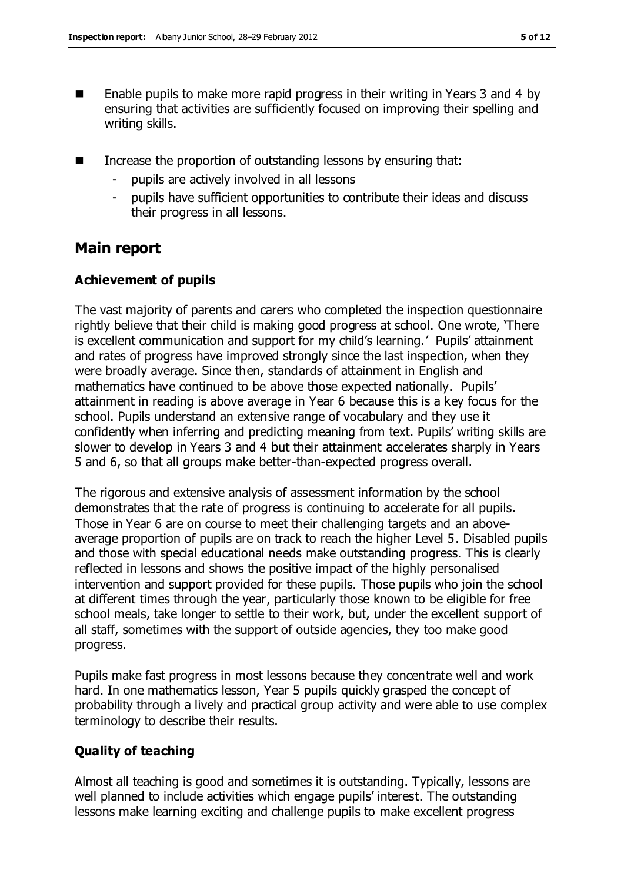- Enable pupils to make more rapid progress in their writing in Years 3 and 4 by ensuring that activities are sufficiently focused on improving their spelling and writing skills.

- Increase the proportion of outstanding lessons by ensuring that:
  - pupils are actively involved in all lessons
  - pupils have sufficient opportunities to contribute their ideas and discuss their progress in all lessons.

## Main report

### Achievement of pupils

The vast majority of parents and carers who completed the inspection questionnaire rightly believe that their child is making good progress at school. One wrote, 'There is excellent communication and support for my child's learning.' Pupils' attainment and rates of progress have improved strongly since the last inspection, when they were broadly average. Since then, standards of attainment in English and mathematics have continued to be above those expected nationally. Pupils' attainment in reading is above average in Year 6 because this is a key focus for the school. Pupils understand an extensive range of vocabulary and they use it confidently when inferring and predicting meaning from text. Pupils' writing skills are slower to develop in Years 3 and 4 but their attainment accelerates sharply in Years 5 and 6, so that all groups make better-than-expected progress overall.

The rigorous and extensive analysis of assessment information by the school demonstrates that the rate of progress is continuing to accelerate for all pupils. Those in Year 6 are on course to meet their challenging targets and an above-average proportion of pupils are on track to reach the higher Level 5. Disabled pupils and those with special educational needs make outstanding progress. This is clearly reflected in lessons and shows the positive impact of the highly personalised intervention and support provided for these pupils. Those pupils who join the school at different times through the year, particularly those known to be eligible for free school meals, take longer to settle to their work, but, under the excellent support of all staff, sometimes with the support of outside agencies, they too make good progress.

Pupils make fast progress in most lessons because they concentrate well and work hard. In one mathematics lesson, Year 5 pupils quickly grasped the concept of probability through a lively and practical group activity and were able to use complex terminology to describe their results.

### Quality of teaching

Almost all teaching is good and sometimes it is outstanding. Typically, lessons are well planned to include activities which engage pupils' interest. The outstanding lessons make learning exciting and challenge pupils to make excellent progress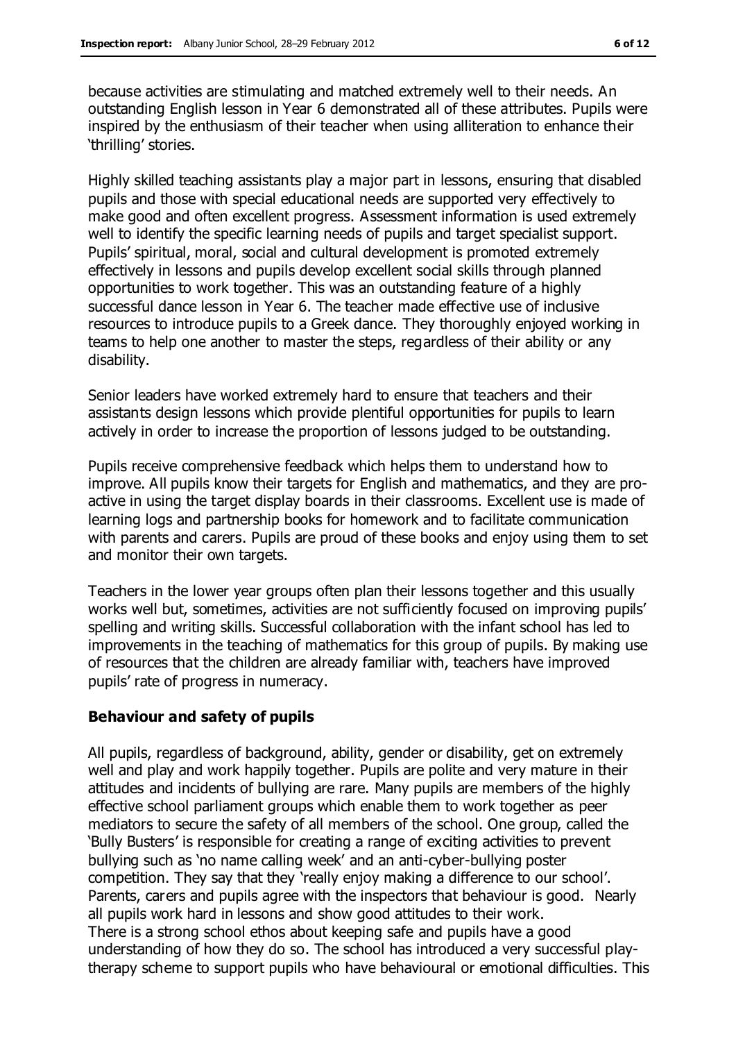because activities are stimulating and matched extremely well to their needs. An outstanding English lesson in Year 6 demonstrated all of these attributes. Pupils were inspired by the enthusiasm of their teacher when using alliteration to enhance their 'thrilling' stories.

Highly skilled teaching assistants play a major part in lessons, ensuring that disabled pupils and those with special educational needs are supported very effectively to make good and often excellent progress. Assessment information is used extremely well to identify the specific learning needs of pupils and target specialist support. Pupils' spiritual, moral, social and cultural development is promoted extremely effectively in lessons and pupils develop excellent social skills through planned opportunities to work together. This was an outstanding feature of a highly successful dance lesson in Year 6. The teacher made effective use of inclusive resources to introduce pupils to a Greek dance. They thoroughly enjoyed working in teams to help one another to master the steps, regardless of their ability or any disability.

Senior leaders have worked extremely hard to ensure that teachers and their assistants design lessons which provide plentiful opportunities for pupils to learn actively in order to increase the proportion of lessons judged to be outstanding.

Pupils receive comprehensive feedback which helps them to understand how to improve. All pupils know their targets for English and mathematics, and they are pro-active in using the target display boards in their classrooms. Excellent use is made of learning logs and partnership books for homework and to facilitate communication with parents and carers. Pupils are proud of these books and enjoy using them to set and monitor their own targets.

Teachers in the lower year groups often plan their lessons together and this usually works well but, sometimes, activities are not sufficiently focused on improving pupils' spelling and writing skills. Successful collaboration with the infant school has led to improvements in the teaching of mathematics for this group of pupils. By making use of resources that the children are already familiar with, teachers have improved pupils' rate of progress in numeracy.

**Behaviour and safety of pupils**

All pupils, regardless of background, ability, gender or disability, get on extremely well and play and work happily together. Pupils are polite and very mature in their attitudes and incidents of bullying are rare. Many pupils are members of the highly effective school parliament groups which enable them to work together as peer mediators to secure the safety of all members of the school. One group, called the 'Bully Busters' is responsible for creating a range of exciting activities to prevent bullying such as 'no name calling week' and an anti-cyber-bullying poster competition. They say that they 'really enjoy making a difference to our school'. Parents, carers and pupils agree with the inspectors that behaviour is good. Nearly all pupils work hard in lessons and show good attitudes to their work.

There is a strong school ethos about keeping safe and pupils have a good understanding of how they do so. The school has introduced a very successful play-therapy scheme to support pupils who have behavioural or emotional difficulties. This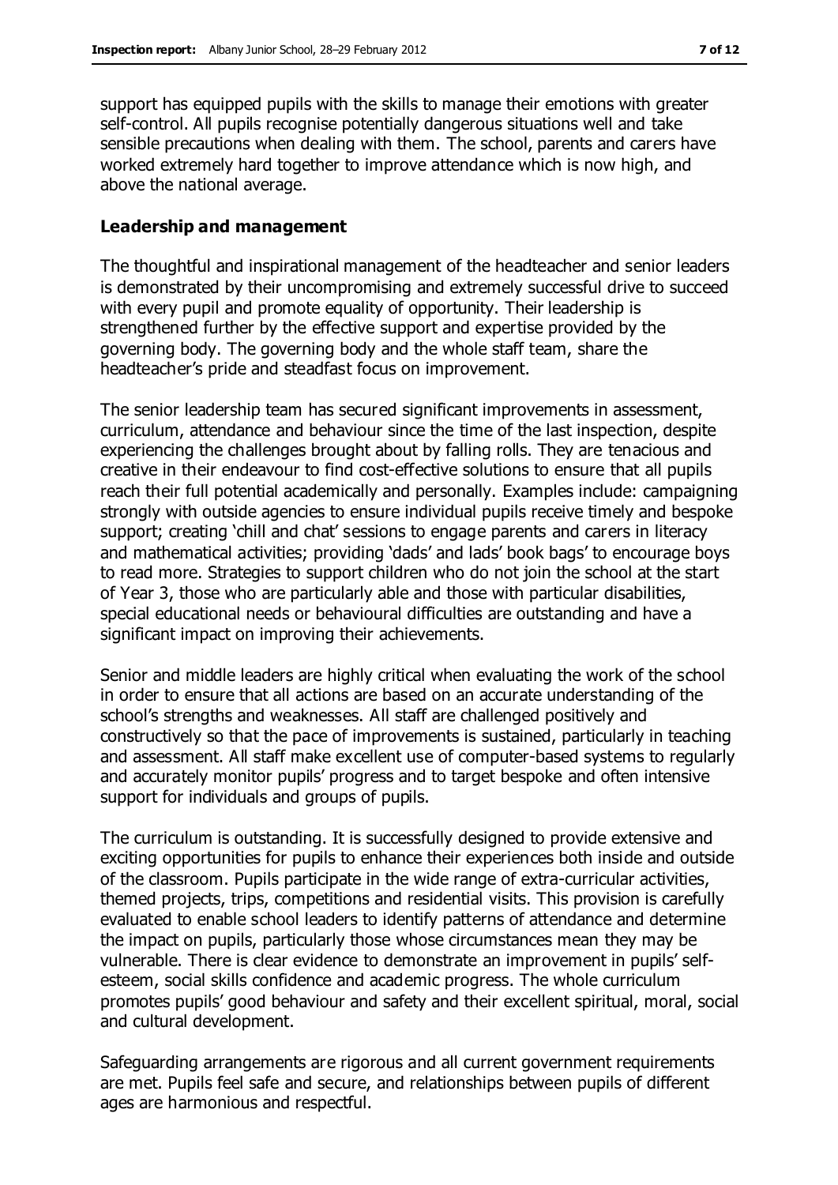support has equipped pupils with the skills to manage their emotions with greater self-control. All pupils recognise potentially dangerous situations well and take sensible precautions when dealing with them. The school, parents and carers have worked extremely hard together to improve attendance which is now high, and above the national average.

### Leadership and management

The thoughtful and inspirational management of the headteacher and senior leaders is demonstrated by their uncompromising and extremely successful drive to succeed with every pupil and promote equality of opportunity. Their leadership is strengthened further by the effective support and expertise provided by the governing body. The governing body and the whole staff team, share the headteacher's pride and steadfast focus on improvement.

The senior leadership team has secured significant improvements in assessment, curriculum, attendance and behaviour since the time of the last inspection, despite experiencing the challenges brought about by falling rolls. They are tenacious and creative in their endeavour to find cost-effective solutions to ensure that all pupils reach their full potential academically and personally. Examples include: campaigning strongly with outside agencies to ensure individual pupils receive timely and bespoke support; creating 'chill and chat' sessions to engage parents and carers in literacy and mathematical activities; providing 'dads' and lads' book bags' to encourage boys to read more. Strategies to support children who do not join the school at the start of Year 3, those who are particularly able and those with particular disabilities, special educational needs or behavioural difficulties are outstanding and have a significant impact on improving their achievements.

Senior and middle leaders are highly critical when evaluating the work of the school in order to ensure that all actions are based on an accurate understanding of the school's strengths and weaknesses. All staff are challenged positively and constructively so that the pace of improvements is sustained, particularly in teaching and assessment. All staff make excellent use of computer-based systems to regularly and accurately monitor pupils' progress and to target bespoke and often intensive support for individuals and groups of pupils.

The curriculum is outstanding. It is successfully designed to provide extensive and exciting opportunities for pupils to enhance their experiences both inside and outside of the classroom. Pupils participate in the wide range of extra-curricular activities, themed projects, trips, competitions and residential visits. This provision is carefully evaluated to enable school leaders to identify patterns of attendance and determine the impact on pupils, particularly those whose circumstances mean they may be vulnerable. There is clear evidence to demonstrate an improvement in pupils' self-esteem, social skills confidence and academic progress. The whole curriculum promotes pupils' good behaviour and safety and their excellent spiritual, moral, social and cultural development.

Safeguarding arrangements are rigorous and all current government requirements are met. Pupils feel safe and secure, and relationships between pupils of different ages are harmonious and respectful.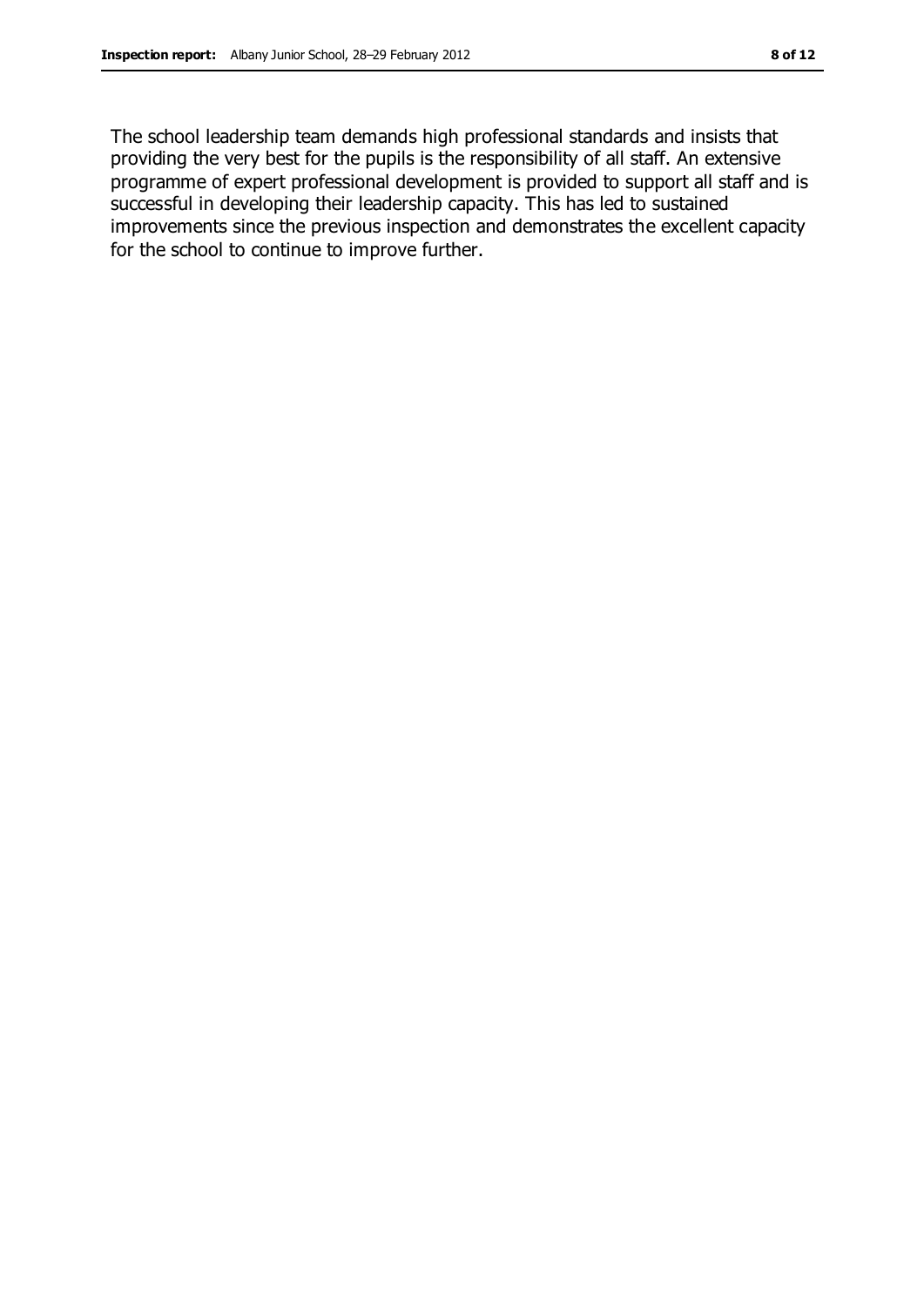The school leadership team demands high professional standards and insists that providing the very best for the pupils is the responsibility of all staff. An extensive programme of expert professional development is provided to support all staff and is successful in developing their leadership capacity. This has led to sustained improvements since the previous inspection and demonstrates the excellent capacity for the school to continue to improve further.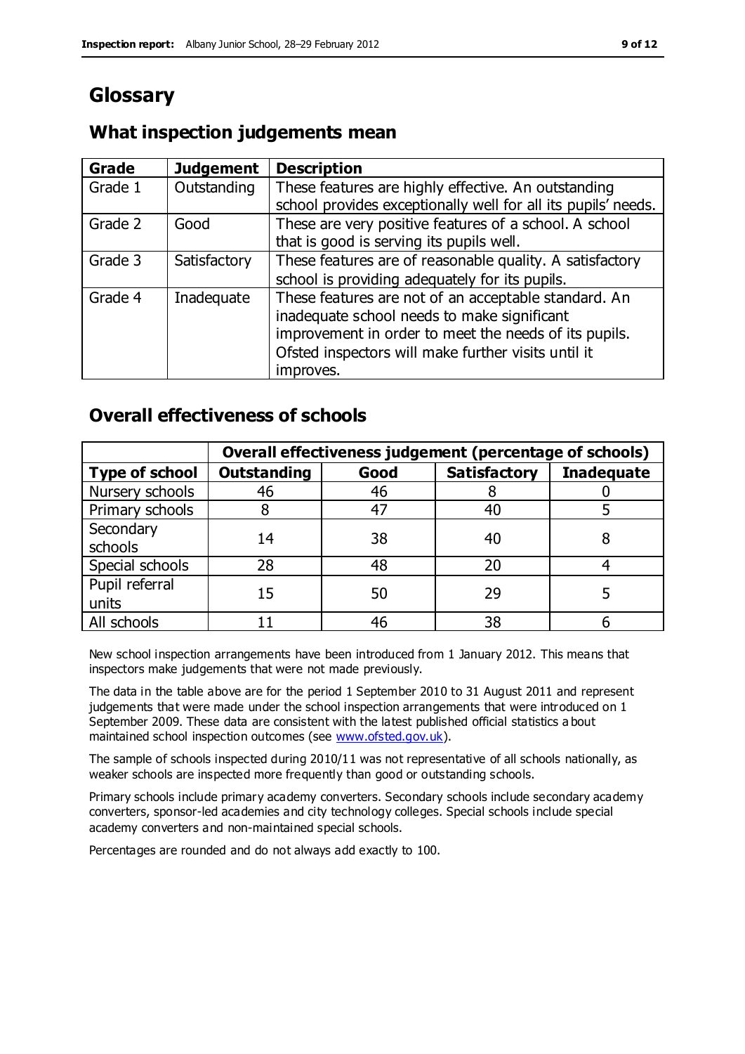# Glossary

## What inspection judgements mean

| Grade | Judgement | Description |
| --- | --- | --- |
| Grade 1 | Outstanding | These features are highly effective. An outstanding school provides exceptionally well for all its pupils' needs. |
| Grade 2 | Good | These are very positive features of a school. A school that is good is serving its pupils well. |
| Grade 3 | Satisfactory | These features are of reasonable quality. A satisfactory school is providing adequately for its pupils. |
| Grade 4 | Inadequate | These features are not of an acceptable standard. An inadequate school needs to make significant improvement in order to meet the needs of its pupils. Ofsted inspectors will make further visits until it improves. |

## Overall effectiveness of schools

| | Overall effectiveness judgement (percentage of schools) | | | |
| --- | --- | --- | --- | --- |
| **Type of school** | **Outstanding** | **Good** | **Satisfactory** | **Inadequate** |
| Nursery schools | 46 | 46 | 8 | 0 |
| Primary schools | 8 | 47 | 40 | 5 |
| Secondary schools | 14 | 38 | 40 | 8 |
| Special schools | 28 | 48 | 20 | 4 |
| Pupil referral units | 15 | 50 | 29 | 5 |
| All schools | 11 | 46 | 38 | 6 |

New school inspection arrangements have been introduced from 1 January 2012. This means that inspectors make judgements that were not made previously.

The data in the table above are for the period 1 September 2010 to 31 August 2011 and represent judgements that were made under the school inspection arrangements that were introduced on 1 September 2009. These data are consistent with the latest published official statistics about maintained school inspection outcomes (see www.ofsted.gov.uk).

The sample of schools inspected during 2010/11 was not representative of all schools nationally, as weaker schools are inspected more frequently than good or outstanding schools.

Primary schools include primary academy converters. Secondary schools include secondary academy converters, sponsor-led academies and city technology colleges. Special schools include special academy converters and non-maintained special schools.

Percentages are rounded and do not always add exactly to 100.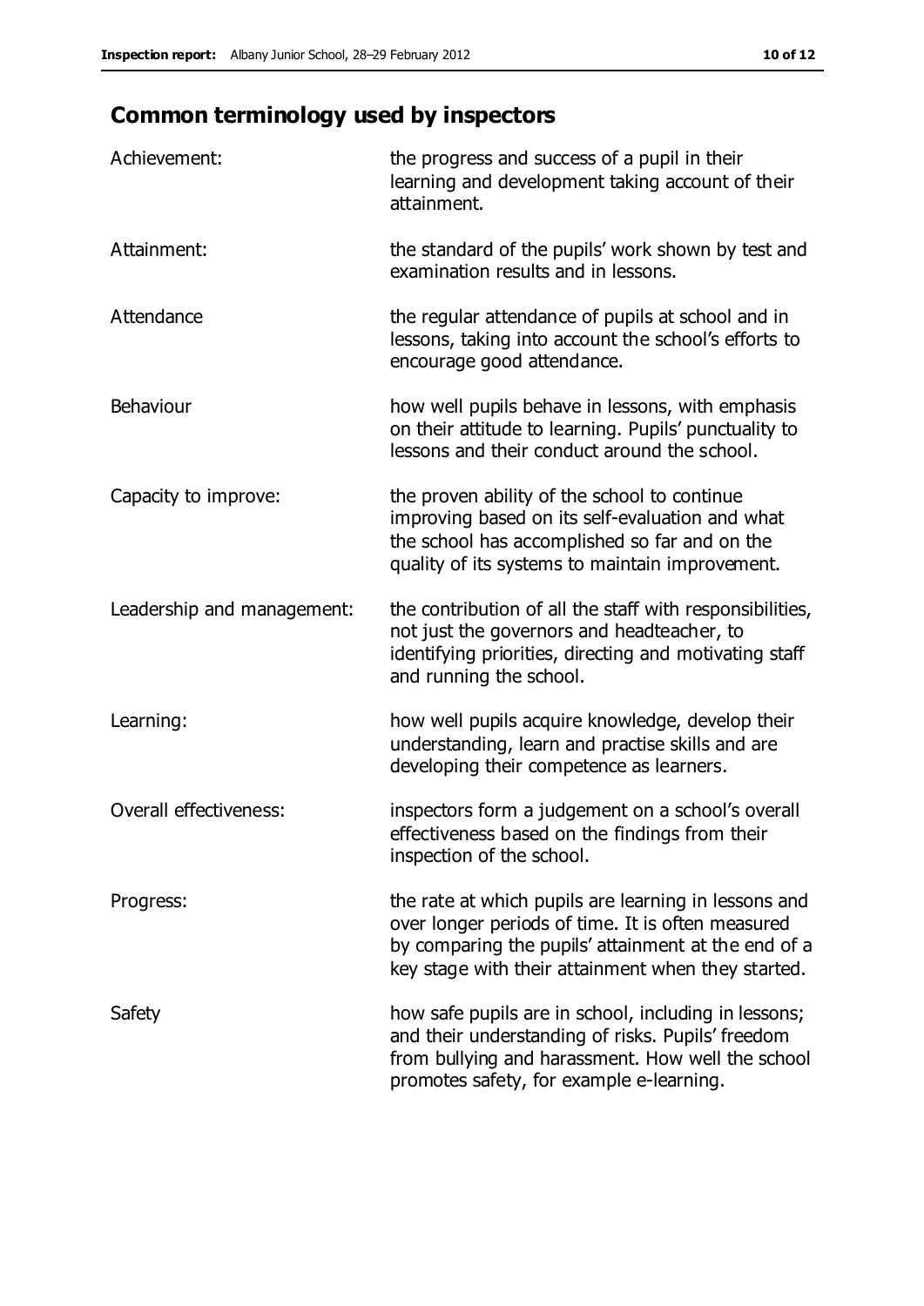## Common terminology used by inspectors

| | |
|---|---|
| Achievement: | the progress and success of a pupil in their learning and development taking account of their attainment. |
| Attainment: | the standard of the pupils' work shown by test and examination results and in lessons. |
| Attendance | the regular attendance of pupils at school and in lessons, taking into account the school's efforts to encourage good attendance. |
| Behaviour | how well pupils behave in lessons, with emphasis on their attitude to learning. Pupils' punctuality to lessons and their conduct around the school. |
| Capacity to improve: | the proven ability of the school to continue improving based on its self-evaluation and what the school has accomplished so far and on the quality of its systems to maintain improvement. |
| Leadership and management: | the contribution of all the staff with responsibilities, not just the governors and headteacher, to identifying priorities, directing and motivating staff and running the school. |
| Learning: | how well pupils acquire knowledge, develop their understanding, learn and practise skills and are developing their competence as learners. |
| Overall effectiveness: | inspectors form a judgement on a school's overall effectiveness based on the findings from their inspection of the school. |
| Progress: | the rate at which pupils are learning in lessons and over longer periods of time. It is often measured by comparing the pupils' attainment at the end of a key stage with their attainment when they started. |
| Safety | how safe pupils are in school, including in lessons; and their understanding of risks. Pupils' freedom from bullying and harassment. How well the school promotes safety, for example e-learning. |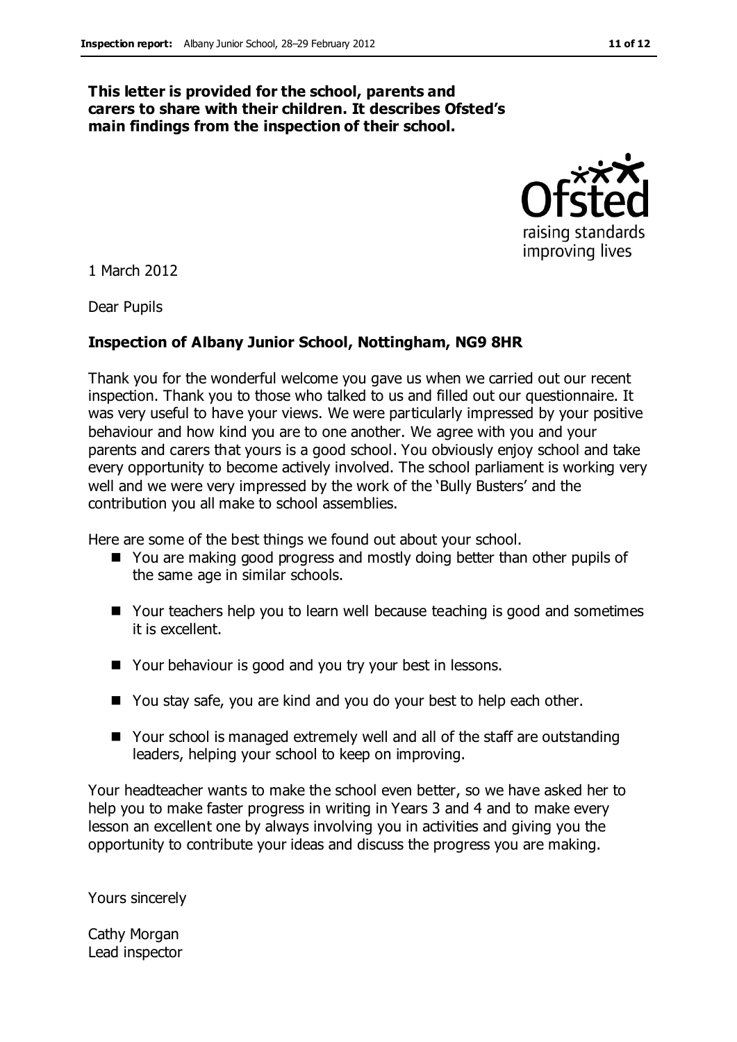**This letter is provided for the school, parents and carers to share with their children. It describes Ofsted's main findings from the inspection of their school.**

1 March 2012

Dear Pupils

**Inspection of Albany Junior School, Nottingham, NG9 8HR**

Thank you for the wonderful welcome you gave us when we carried out our recent inspection. Thank you to those who talked to us and filled out our questionnaire. It was very useful to have your views. We were particularly impressed by your positive behaviour and how kind yours are to one another. We agree with you and your parents and carers that yours is a good school. You obviously enjoy school and take every opportunity to become actively involved. The school parliament is working very well and we were very impressed by the work of the 'Bully Busters' and the contribution you all make to school assemblies.

Here are some of the best things we found out about your school.

- You are making good progress and mostly doing better than other pupils of the same age in similar schools.
- Your teachers help you to learn well because teaching is good and sometimes it is excellent.
- Your behaviour is good and you try your best in lessons.
- You stay safe, you are kind and you do your best to help each other.
- Your school is managed extremely well and all of the staff are outstanding leaders, helping your school to keep on improving.

Your headteacher wants to make the school even better, so we have asked her to help you to make faster progress in writing in Years 3 and 4 and to make every lesson an excellent one by always involving you in activities and giving you the opportunity to contribute your ideas and discuss the progress you are making.

Yours sincerely

Cathy Morgan
Lead inspector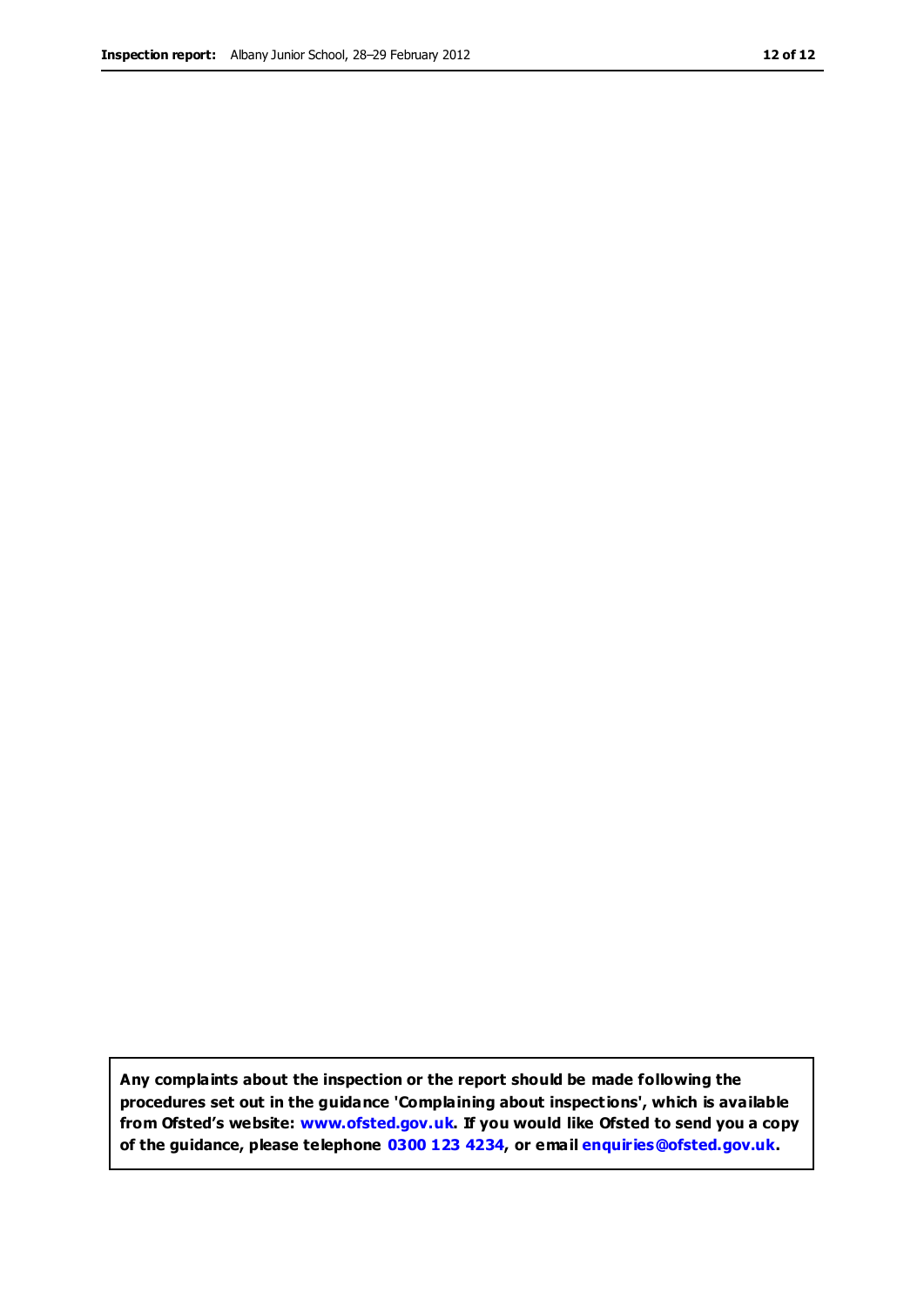**Any complaints about the inspection or the report should be made following the procedures set out in the guidance 'Complaining about inspections', which is available from Ofsted's website: www.ofsted.gov.uk. If you would like Ofsted to send you a copy of the guidance, please telephone 0300 123 4234, or email enquiries@ofsted.gov.uk.**